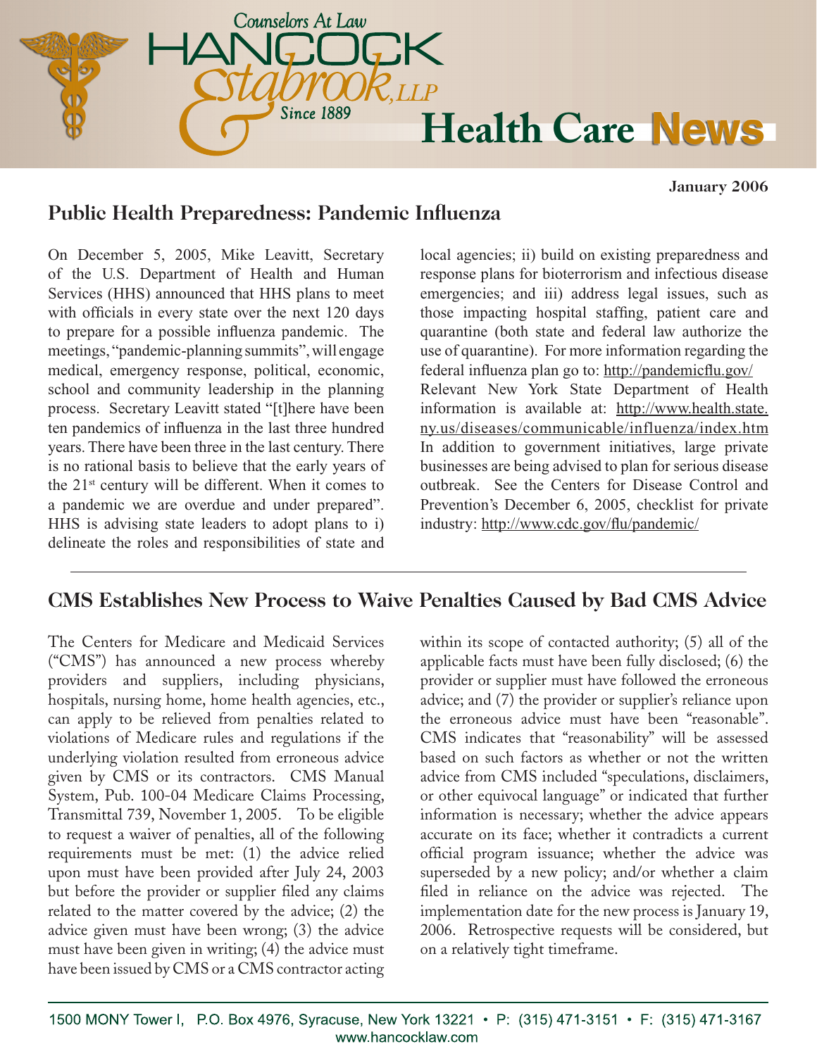Counselors At Law

# HANCOCK & Estabrook, LLP

Since 1889

# Health Care News

**January 2006**

## Public Health Preparedness: Pandemic Influenza

On December 5, 2005, Mike Leavitt, Secretary of the U.S. Department of Health and Human Services (HHS) announced that HHS plans to meet with officials in every state over the next 120 days to prepare for a possible influenza pandemic. The meetings, "pandemic-planning summits", will engage medical, emergency response, political, economic, school and community leadership in the planning process. Secretary Leavitt stated "[t]here have been ten pandemics of influenza in the last three hundred years. There have been three in the last century. There is no rational basis to believe that the early years of the 21st century will be different. When it comes to a pandemic we are overdue and under prepared". HHS is advising state leaders to adopt plans to i) delineate the roles and responsibilities of state and local agencies; ii) build on existing preparedness and response plans for bioterrorism and infectious disease emergencies; and iii) address legal issues, such as those impacting hospital staffing, patient care and quarantine (both state and federal law authorize the use of quarantine). For more information regarding the federal influenza plan go to: http://pandemicflu.gov/ Relevant New York State Department of Health information is available at: http://www.health.state.ny.us/diseases/communicable/influenza/index.htm In addition to government initiatives, large private businesses are being advised to plan for serious disease outbreak. See the Centers for Disease Control and Prevention's December 6, 2005, checklist for private industry: http://www.cdc.gov/flu/pandemic/

---

## CMS Establishes New Process to Waive Penalties Caused by Bad CMS Advice

The Centers for Medicare and Medicaid Services ("CMS") has announced a new process whereby providers and suppliers, including physicians, hospitals, nursing home, home health agencies, etc., can apply to be relieved from penalties related to violations of Medicare rules and regulations if the underlying violation resulted from erroneous advice given by CMS or its contractors. CMS Manual System, Pub. 100-04 Medicare Claims Processing, Transmittal 739, November 1, 2005. To be eligible to request a waiver of penalties, all of the following requirements must be met: (1) the advice relied upon must have been provided after July 24, 2003 but before the provider or supplier filed any claims related to the matter covered by the advice; (2) the advice given must have been wrong; (3) the advice must have been given in writing; (4) the advice must have been issued by CMS or a CMS contractor acting within its scope of contacted authority; (5) all of the applicable facts must have been fully disclosed; (6) the provider or supplier must have followed the erroneous advice; and (7) the provider or supplier's reliance upon the erroneous advice must have been "reasonable". CMS indicates that "reasonability" will be assessed based on such factors as whether or not the written advice from CMS included "speculations, disclaimers, or other equivocal language" or indicated that further information is necessary; whether the advice appears accurate on its face; whether it contradicts a current official program issuance; whether the advice was superseded by a new policy; and/or whether a claim filed in reliance on the advice was rejected. The implementation date for the new process is January 19, 2006. Retrospective requests will be considered, but on a relatively tight timeframe.

1500 MONY Tower I, P.O. Box 4976, Syracuse, New York 13221 • P: (315) 471-3151 • F: (315) 471-3167
www.hancocklaw.com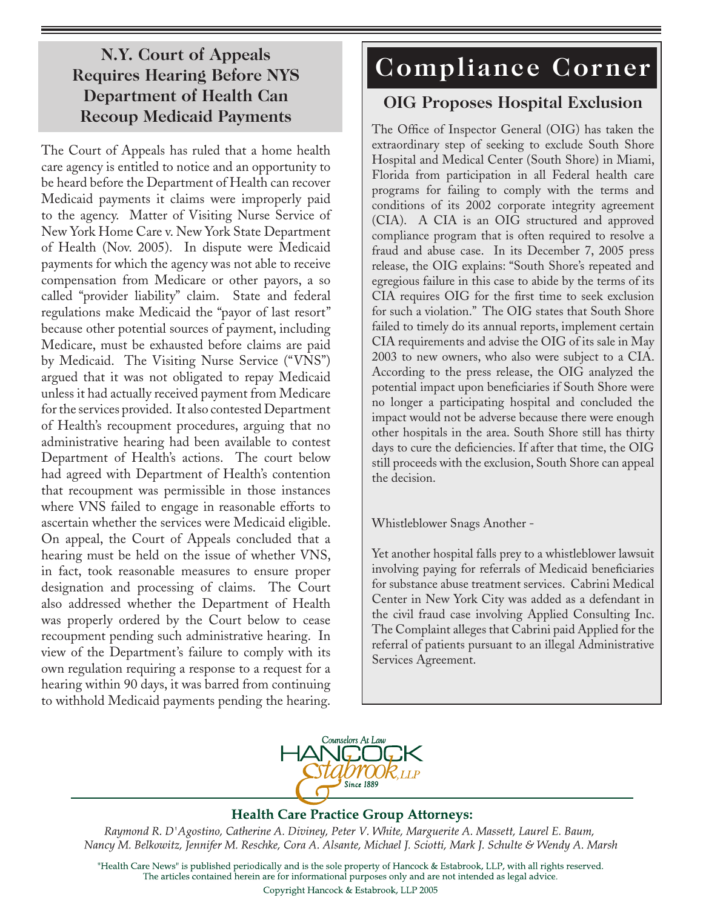## N.Y. Court of Appeals Requires Hearing Before NYS Department of Health Can Recoup Medicaid Payments

The Court of Appeals has ruled that a home health care agency is entitled to notice and an opportunity to be heard before the Department of Health can recover Medicaid payments it claims were improperly paid to the agency. Matter of Visiting Nurse Service of New York Home Care v. New York State Department of Health (Nov. 2005). In dispute were Medicaid payments for which the agency was not able to receive compensation from Medicare or other payors, a so called "provider liability" claim. State and federal regulations make Medicaid the "payor of last resort" because other potential sources of payment, including Medicare, must be exhausted before claims are paid by Medicaid. The Visiting Nurse Service ("VNS") argued that it was not obligated to repay Medicaid unless it had actually received payment from Medicare for the services provided. It also contested Department of Health's recoupment procedures, arguing that no administrative hearing had been available to contest Department of Health's actions. The court below had agreed with Department of Health's contention that recoupment was permissible in those instances where VNS failed to engage in reasonable efforts to ascertain whether the services were Medicaid eligible. On appeal, the Court of Appeals concluded that a hearing must be held on the issue of whether VNS, in fact, took reasonable measures to ensure proper designation and processing of claims. The Court also addressed whether the Department of Health was properly ordered by the Court below to cease recoupment pending such administrative hearing. In view of the Department's failure to comply with its own regulation requiring a response to a request for a hearing within 90 days, it was barred from continuing to withhold Medicaid payments pending the hearing.

# Compliance Corner

## OIG Proposes Hospital Exclusion

The Office of Inspector General (OIG) has taken the extraordinary step of seeking to exclude South Shore Hospital and Medical Center (South Shore) in Miami, Florida from participation in all Federal health care programs for failing to comply with the terms and conditions of its 2002 corporate integrity agreement (CIA). A CIA is an OIG structured and approved compliance program that is often required to resolve a fraud and abuse case. In its December 7, 2005 press release, the OIG explains: "South Shore's repeated and egregious failure in this case to abide by the terms of its CIA requires OIG for the first time to seek exclusion for such a violation." The OIG states that South Shore failed to timely do its annual reports, implement certain CIA requirements and advise the OIG of its sale in May 2003 to new owners, who also were subject to a CIA. According to the press release, the OIG analyzed the potential impact upon beneficiaries if South Shore were no longer a participating hospital and concluded the impact would not be adverse because there were enough other hospitals in the area. South Shore still has thirty days to cure the deficiencies. If after that time, the OIG still proceeds with the exclusion, South Shore can appeal the decision.

Whistleblower Snags Another -

Yet another hospital falls prey to a whistleblower lawsuit involving paying for referrals of Medicaid beneficiaries for substance abuse treatment services. Cabrini Medical Center in New York City was added as a defendant in the civil fraud case involving Applied Consulting Inc. The Complaint alleges that Cabrini paid Applied for the referral of patients pursuant to an illegal Administrative Services Agreement.

Counselors At Law
HANCOCK & Estabrook, LLP
Since 1889

**Health Care Practice Group Attorneys:**

*Raymond R. D'Agostino, Catherine A. Diviney, Peter V. White, Marguerite A. Massett, Laurel E. Baum, Nancy M. Belkowitz, Jennifer M. Reschke, Cora A. Alsante, Michael J. Sciotti, Mark J. Schulte & Wendy A. Marsh*

"Health Care News" is published periodically and is the sole property of Hancock & Estabrook, LLP, with all rights reserved. The articles contained herein are for informational purposes only and are not intended as legal advice.

Copyright Hancock & Estabrook, LLP 2005